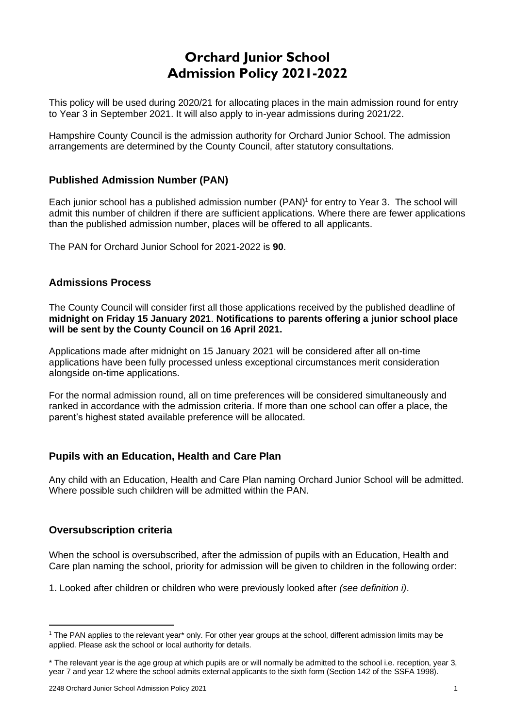# Orchard Junior School Admission Policy 2021-2022

This policy will be used during 2020/21 for allocating places in the main admission round for entry to Year 3 in September 2021. It will also apply to in-year admissions during 2021/22.

Hampshire County Council is the admission authority for Orchard Junior School. The admission arrangements are determined by the County Council, after statutory consultations.

## Published Admission Number (PAN)

Each junior school has a published admission number (PAN)[1] for entry to Year 3. The school will admit this number of children if there are sufficient applications. Where there are fewer applications than the published admission number, places will be offered to all applicants.

The PAN for Orchard Junior School for 2021-2022 is **90**.

## Admissions Process

The County Council will consider first all those applications received by the published deadline of **midnight on Friday 15 January 2021**. **Notifications to parents offering a junior school place will be sent by the County Council on 16 April 2021.**

Applications made after midnight on 15 January 2021 will be considered after all on-time applications have been fully processed unless exceptional circumstances merit consideration alongside on-time applications.

For the normal admission round, all on time preferences will be considered simultaneously and ranked in accordance with the admission criteria. If more than one school can offer a place, the parent's highest stated available preference will be allocated.

## Pupils with an Education, Health and Care Plan

Any child with an Education, Health and Care Plan naming Orchard Junior School will be admitted. Where possible such children will be admitted within the PAN.

## Oversubscription criteria

When the school is oversubscribed, after the admission of pupils with an Education, Health and Care plan naming the school, priority for admission will be given to children in the following order:

1. Looked after children or children who were previously looked after *(see definition i)*.

---

[1] The PAN applies to the relevant year* only. For other year groups at the school, different admission limits may be applied. Please ask the school or local authority for details.

* The relevant year is the age group at which pupils are or will normally be admitted to the school i.e. reception, year 3, year 7 and year 12 where the school admits external applicants to the sixth form (Section 142 of the SSFA 1998).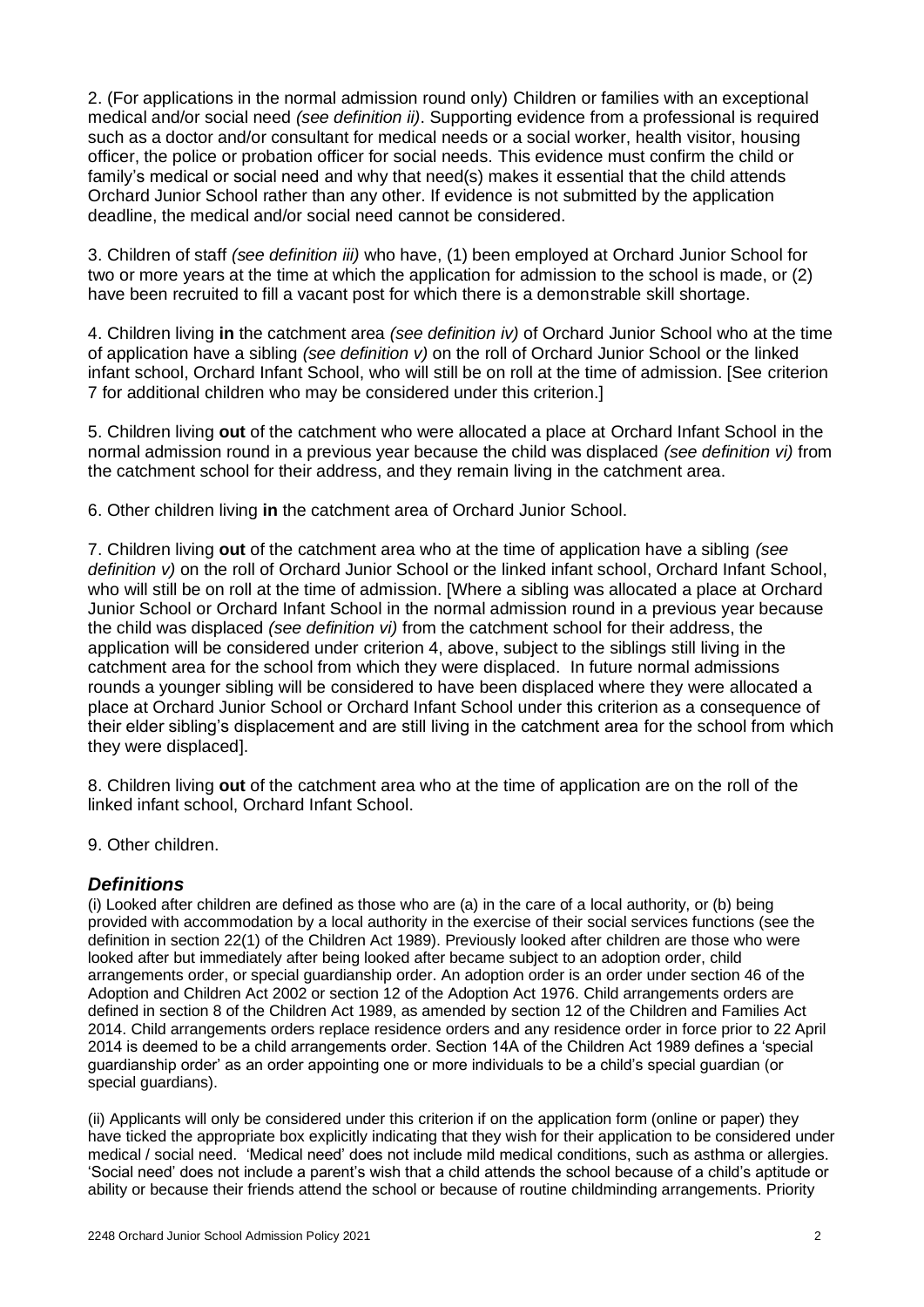2. (For applications in the normal admission round only) Children or families with an exceptional medical and/or social need *(see definition ii)*. Supporting evidence from a professional is required such as a doctor and/or consultant for medical needs or a social worker, health visitor, housing officer, the police or probation officer for social needs. This evidence must confirm the child or family's medical or social need and why that need(s) makes it essential that the child attends Orchard Junior School rather than any other. If evidence is not submitted by the application deadline, the medical and/or social need cannot be considered.

3. Children of staff *(see definition iii)* who have, (1) been employed at Orchard Junior School for two or more years at the time at which the application for admission to the school is made, or (2) have been recruited to fill a vacant post for which there is a demonstrable skill shortage.

4. Children living **in** the catchment area *(see definition iv)* of Orchard Junior School who at the time of application have a sibling *(see definition v)* on the roll of Orchard Junior School or the linked infant school, Orchard Infant School, who will still be on roll at the time of admission. [See criterion 7 for additional children who may be considered under this criterion.]

5. Children living **out** of the catchment who were allocated a place at Orchard Infant School in the normal admission round in a previous year because the child was displaced *(see definition vi)* from the catchment school for their address, and they remain living in the catchment area.

6. Other children living **in** the catchment area of Orchard Junior School.

7. Children living **out** of the catchment area who at the time of application have a sibling *(see definition v)* on the roll of Orchard Junior School or the linked infant school, Orchard Infant School, who will still be on roll at the time of admission. [Where a sibling was allocated a place at Orchard Junior School or Orchard Infant School in the normal admission round in a previous year because the child was displaced *(see definition vi)* from the catchment school for their address, the application will be considered under criterion 4, above, subject to the siblings still living in the catchment area for the school from which they were displaced. In future normal admissions rounds a younger sibling will be considered to have been displaced where they were allocated a place at Orchard Junior School or Orchard Infant School under this criterion as a consequence of their elder sibling's displacement and are still living in the catchment area for the school from which they were displaced].

8. Children living **out** of the catchment area who at the time of application are on the roll of the linked infant school, Orchard Infant School.

9. Other children.

## *Definitions*

(i) Looked after children are defined as those who are (a) in the care of a local authority, or (b) being provided with accommodation by a local authority in the exercise of their social services functions (see the definition in section 22(1) of the Children Act 1989). Previously looked after children are those who were looked after but immediately after being looked after became subject to an adoption order, child arrangements order, or special guardianship order. An adoption order is an order under section 46 of the Adoption and Children Act 2002 or section 12 of the Adoption Act 1976. Child arrangements orders are defined in section 8 of the Children Act 1989, as amended by section 12 of the Children and Families Act 2014. Child arrangements orders replace residence orders and any residence order in force prior to 22 April 2014 is deemed to be a child arrangements order. Section 14A of the Children Act 1989 defines a 'special guardianship order' as an order appointing one or more individuals to be a child's special guardian (or special guardians).

(ii) Applicants will only be considered under this criterion if on the application form (online or paper) they have ticked the appropriate box explicitly indicating that they wish for their application to be considered under medical / social need. 'Medical need' does not include mild medical conditions, such as asthma or allergies. 'Social need' does not include a parent's wish that a child attends the school because of a child's aptitude or ability or because their friends attend the school or because of routine childminding arrangements. Priority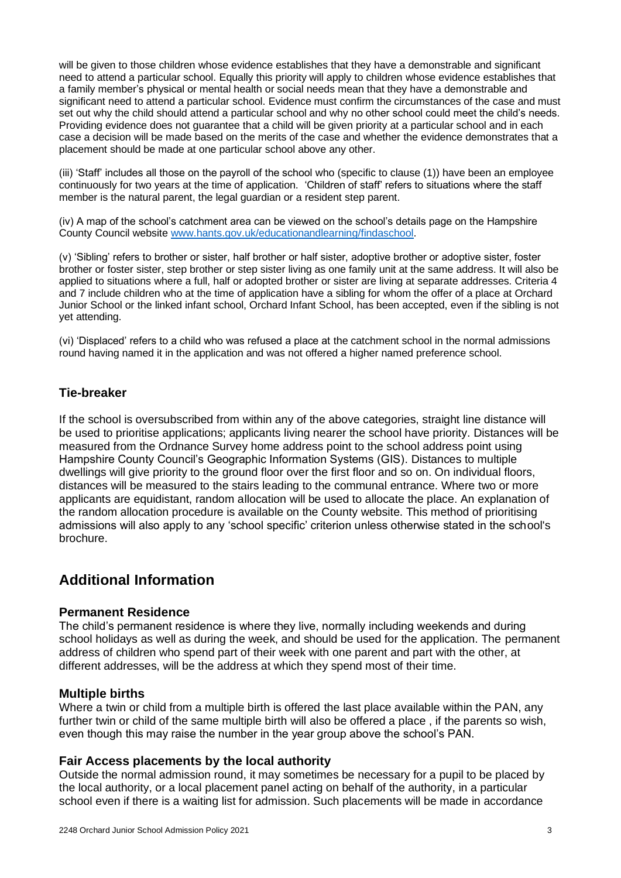will be given to those children whose evidence establishes that they have a demonstrable and significant need to attend a particular school. Equally this priority will apply to children whose evidence establishes that a family member's physical or mental health or social needs mean that they have a demonstrable and significant need to attend a particular school. Evidence must confirm the circumstances of the case and must set out why the child should attend a particular school and why no other school could meet the child's needs. Providing evidence does not guarantee that a child will be given priority at a particular school and in each case a decision will be made based on the merits of the case and whether the evidence demonstrates that a placement should be made at one particular school above any other.

(iii) 'Staff' includes all those on the payroll of the school who (specific to clause (1)) have been an employee continuously for two years at the time of application. 'Children of staff' refers to situations where the staff member is the natural parent, the legal guardian or a resident step parent.

(iv) A map of the school's catchment area can be viewed on the school's details page on the Hampshire County Council website [www.hants.gov.uk/educationandlearning/findaschool](www.hants.gov.uk/educationandlearning/findaschool).

(v) 'Sibling' refers to brother or sister, half brother or half sister, adoptive brother or adoptive sister, foster brother or foster sister, step brother or step sister living as one family unit at the same address. It will also be applied to situations where a full, half or adopted brother or sister are living at separate addresses. Criteria 4 and 7 include children who at the time of application have a sibling for whom the offer of a place at Orchard Junior School or the linked infant school, Orchard Infant School, has been accepted, even if the sibling is not yet attending.

(vi) 'Displaced' refers to a child who was refused a place at the catchment school in the normal admissions round having named it in the application and was not offered a higher named preference school.

### Tie-breaker

If the school is oversubscribed from within any of the above categories, straight line distance will be used to prioritise applications; applicants living nearer the school have priority. Distances will be measured from the Ordnance Survey home address point to the school address point using Hampshire County Council's Geographic Information Systems (GIS). Distances to multiple dwellings will give priority to the ground floor over the first floor and so on. On individual floors, distances will be measured to the stairs leading to the communal entrance. Where two or more applicants are equidistant, random allocation will be used to allocate the place. An explanation of the random allocation procedure is available on the County website. This method of prioritising admissions will also apply to any 'school specific' criterion unless otherwise stated in the school's brochure.

## Additional Information

### Permanent Residence

The child's permanent residence is where they live, normally including weekends and during school holidays as well as during the week, and should be used for the application. The permanent address of children who spend part of their week with one parent and part with the other, at different addresses, will be the address at which they spend most of their time.

### Multiple births

Where a twin or child from a multiple birth is offered the last place available within the PAN, any further twin or child of the same multiple birth will also be offered a place , if the parents so wish, even though this may raise the number in the year group above the school's PAN.

### Fair Access placements by the local authority

Outside the normal admission round, it may sometimes be necessary for a pupil to be placed by the local authority, or a local placement panel acting on behalf of the authority, in a particular school even if there is a waiting list for admission. Such placements will be made in accordance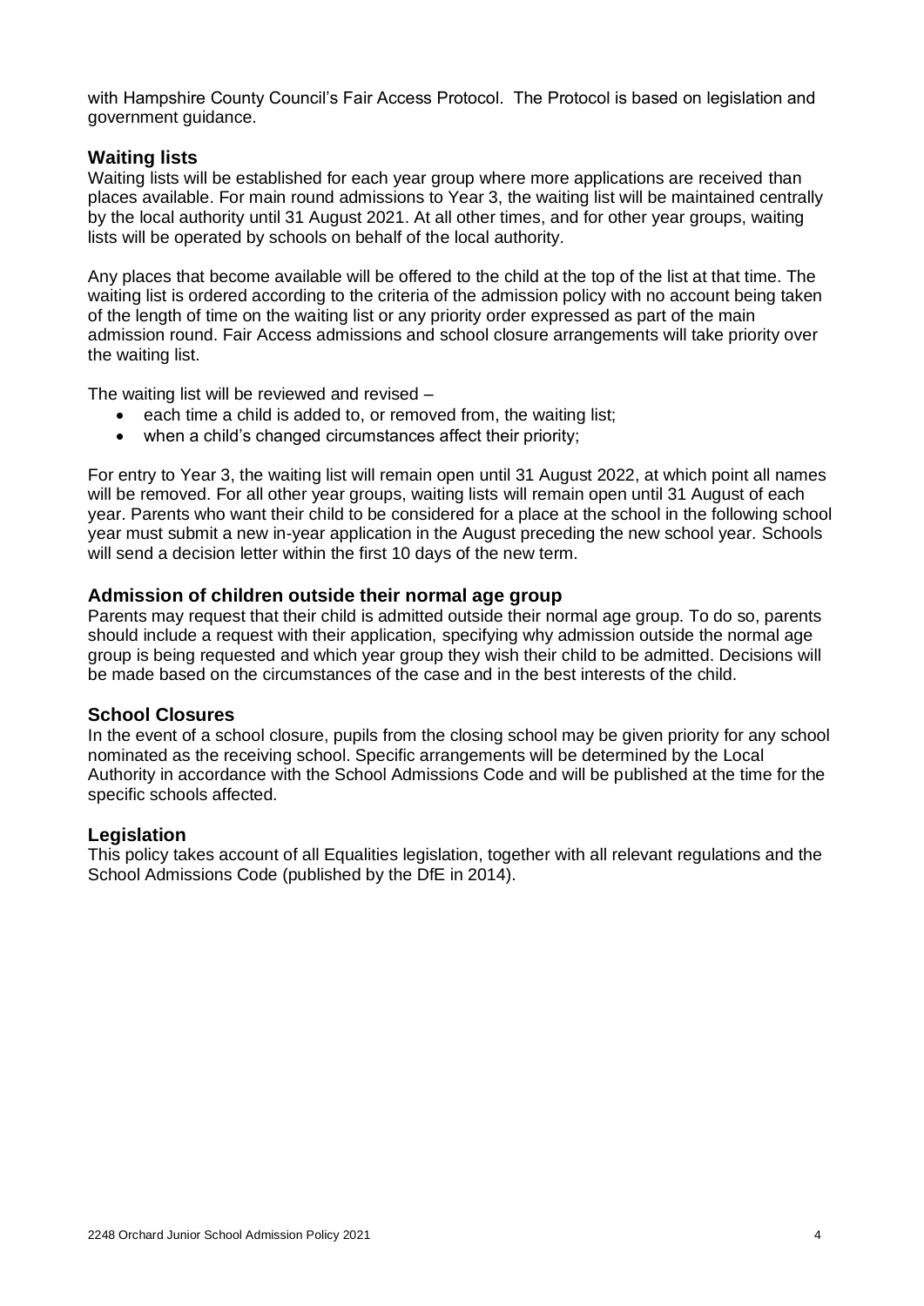with Hampshire County Council's Fair Access Protocol. The Protocol is based on legislation and government guidance.

## Waiting lists

Waiting lists will be established for each year group where more applications are received than places available. For main round admissions to Year 3, the waiting list will be maintained centrally by the local authority until 31 August 2021. At all other times, and for other year groups, waiting lists will be operated by schools on behalf of the local authority.

Any places that become available will be offered to the child at the top of the list at that time. The waiting list is ordered according to the criteria of the admission policy with no account being taken of the length of time on the waiting list or any priority order expressed as part of the main admission round. Fair Access admissions and school closure arrangements will take priority over the waiting list.

The waiting list will be reviewed and revised –

- each time a child is added to, or removed from, the waiting list;
- when a child's changed circumstances affect their priority;

For entry to Year 3, the waiting list will remain open until 31 August 2022, at which point all names will be removed. For all other year groups, waiting lists will remain open until 31 August of each year. Parents who want their child to be considered for a place at the school in the following school year must submit a new in-year application in the August preceding the new school year. Schools will send a decision letter within the first 10 days of the new term.

## Admission of children outside their normal age group

Parents may request that their child is admitted outside their normal age group. To do so, parents should include a request with their application, specifying why admission outside the normal age group is being requested and which year group they wish their child to be admitted. Decisions will be made based on the circumstances of the case and in the best interests of the child.

## School Closures

In the event of a school closure, pupils from the closing school may be given priority for any school nominated as the receiving school. Specific arrangements will be determined by the Local Authority in accordance with the School Admissions Code and will be published at the time for the specific schools affected.

## Legislation

This policy takes account of all Equalities legislation, together with all relevant regulations and the School Admissions Code (published by the DfE in 2014).